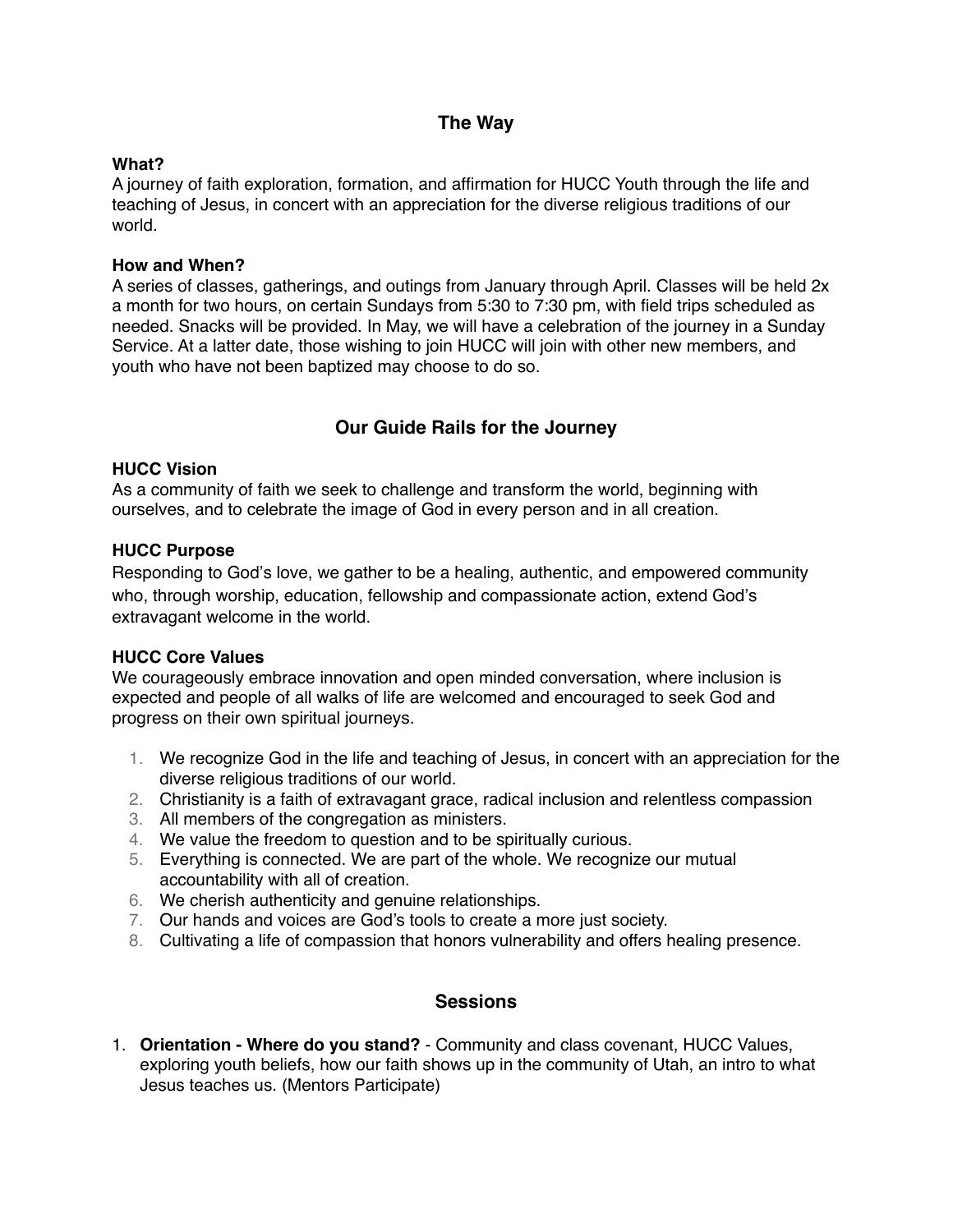# The Way

**What?**
A journey of faith exploration, formation, and affirmation for HUCC Youth through the life and teaching of Jesus, in concert with an appreciation for the diverse religious traditions of our world.

**How and When?**
A series of classes, gatherings, and outings from January through April. Classes will be held 2x a month for two hours, on certain Sundays from 5:30 to 7:30 pm, with field trips scheduled as needed. Snacks will be provided. In May, we will have a celebration of the journey in a Sunday Service. At a latter date, those wishing to join HUCC will join with other new members, and youth who have not been baptized may choose to do so.

## Our Guide Rails for the Journey

**HUCC Vision**
As a community of faith we seek to challenge and transform the world, beginning with ourselves, and to celebrate the image of God in every person and in all creation.

**HUCC Purpose**
Responding to God's love, we gather to be a healing, authentic, and empowered community who, through worship, education, fellowship and compassionate action, extend God's extravagant welcome in the world.

**HUCC Core Values**
We courageously embrace innovation and open minded conversation, where inclusion is expected and people of all walks of life are welcomed and encouraged to seek God and progress on their own spiritual journeys.

1. We recognize God in the life and teaching of Jesus, in concert with an appreciation for the diverse religious traditions of our world.
2. Christianity is a faith of extravagant grace, radical inclusion and relentless compassion
3. All members of the congregation as ministers.
4. We value the freedom to question and to be spiritually curious.
5. Everything is connected. We are part of the whole. We recognize our mutual accountability with all of creation.
6. We cherish authenticity and genuine relationships.
7. Our hands and voices are God's tools to create a more just society.
8. Cultivating a life of compassion that honors vulnerability and offers healing presence.

## Sessions

1. **Orientation - Where do you stand?** - Community and class covenant, HUCC Values, exploring youth beliefs, how our faith shows up in the community of Utah, an intro to what Jesus teaches us. (Mentors Participate)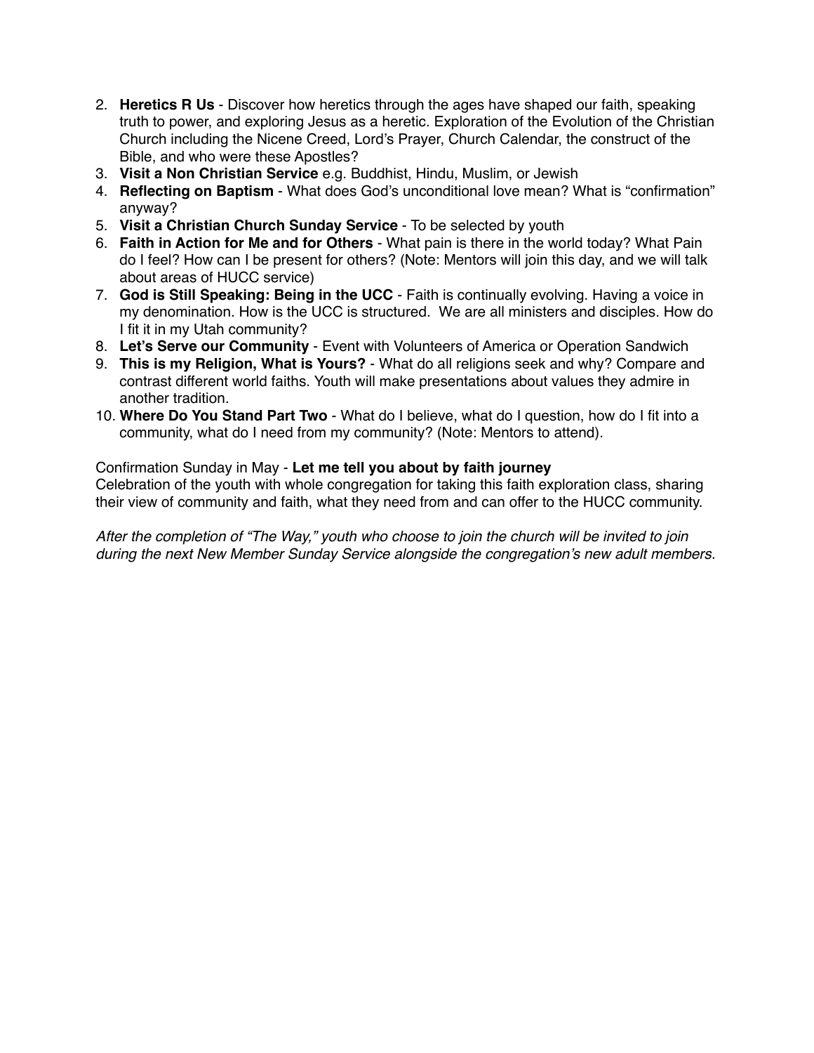2. **Heretics R Us** - Discover how heretics through the ages have shaped our faith, speaking truth to power, and exploring Jesus as a heretic. Exploration of the Evolution of the Christian Church including the Nicene Creed, Lord's Prayer, Church Calendar, the construct of the Bible, and who were these Apostles?
3. **Visit a Non Christian Service** e.g. Buddhist, Hindu, Muslim, or Jewish
4. **Reflecting on Baptism** - What does God's unconditional love mean? What is "confirmation" anyway?
5. **Visit a Christian Church Sunday Service** - To be selected by youth
6. **Faith in Action for Me and for Others** - What pain is there in the world today? What Pain do I feel? How can I be present for others? (Note: Mentors will join this day, and we will talk about areas of HUCC service)
7. **God is Still Speaking: Being in the UCC** - Faith is continually evolving. Having a voice in my denomination. How is the UCC is structured. We are all ministers and disciples. How do I fit it in my Utah community?
8. **Let's Serve our Community** - Event with Volunteers of America or Operation Sandwich
9. **This is my Religion, What is Yours?** - What do all religions seek and why? Compare and contrast different world faiths. Youth will make presentations about values they admire in another tradition.
10. **Where Do You Stand Part Two** - What do I believe, what do I question, how do I fit into a community, what do I need from my community? (Note: Mentors to attend).

Confirmation Sunday in May - **Let me tell you about by faith journey**
Celebration of the youth with whole congregation for taking this faith exploration class, sharing their view of community and faith, what they need from and can offer to the HUCC community.

*After the completion of "The Way," youth who choose to join the church will be invited to join during the next New Member Sunday Service alongside the congregation's new adult members.*